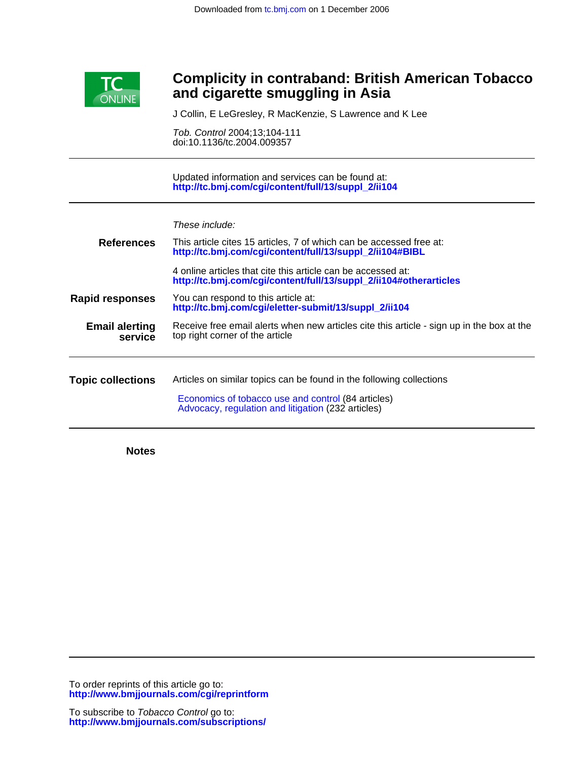Downloaded from tc.bmj.com on 1 December 2006

# Complicity in contraband: British American Tobacco and cigarette smuggling in Asia

J Collin, E LeGresley, R MacKenzie, S Lawrence and K Lee

*Tob. Control* 2004;13;104-111
doi:10.1136/tc.2004.009357

Updated information and services can be found at:
**http://tc.bmj.com/cgi/content/full/13/suppl_2/ii104**

*These include:*

**References**

This article cites 15 articles, 7 of which can be accessed free at:
**http://tc.bmj.com/cgi/content/full/13/suppl_2/ii104#BIBL**

4 online articles that cite this article can be accessed at:
**http://tc.bmj.com/cgi/content/full/13/suppl_2/ii104#otherarticles**

**Rapid responses**

You can respond to this article at:
**http://tc.bmj.com/cgi/eletter-submit/13/suppl_2/ii104**

**Email alerting service**

Receive free email alerts when new articles cite this article - sign up in the box at the top right corner of the article

**Topic collections**

Articles on similar topics can be found in the following collections

Economics of tobacco use and control (84 articles)
Advocacy, regulation and litigation (232 articles)

**Notes**

To order reprints of this article go to:
**http://www.bmjjournals.com/cgi/reprintform**

To subscribe to *Tobacco Control* go to:
**http://www.bmjjournals.com/subscriptions/**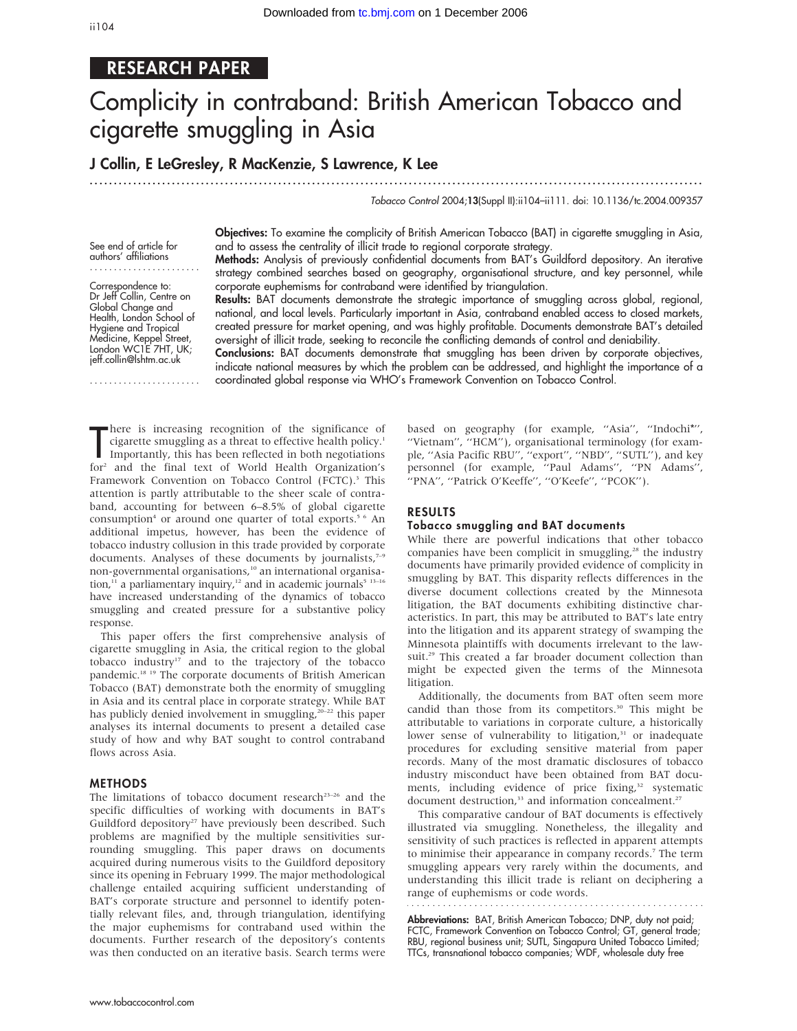# Complicity in contraband: British American Tobacco and cigarette smuggling in Asia

## J Collin, E LeGresley, R MacKenzie, S Lawrence, K Lee

*Tobacco Control* 2004;**13**(Suppl II):ii104–ii111. doi: 10.1136/tc.2004.009357

See end of article for authors' affiliations

Correspondence to: Dr Jeff Collin, Centre on Global Change and Health, London School of Hygiene and Tropical Medicine, Keppel Street, London WC1E 7HT, UK; jeff.collin@lshtm.ac.uk

**Objectives:** To examine the complicity of British American Tobacco (BAT) in cigarette smuggling in Asia, and to assess the centrality of illicit trade to regional corporate strategy.

**Methods:** Analysis of previously confidential documents from BAT's Guildford depository. An iterative strategy combined searches based on geography, organisational structure, and key personnel, while corporate euphemisms for contraband were identified by triangulation.

**Results:** BAT documents demonstrate the strategic importance of smuggling across global, regional, national, and local levels. Particularly important in Asia, contraband enabled access to closed markets, created pressure for market opening, and was highly profitable. Documents demonstrate BAT's detailed oversight of illicit trade, seeking to reconcile the conflicting demands of control and deniability.

**Conclusions:** BAT documents demonstrate that smuggling has been driven by corporate objectives, indicate national measures by which the problem can be addressed, and highlight the importance of a coordinated global response via WHO's Framework Convention on Tobacco Control.

There is increasing recognition of the significance of cigarette smuggling as a threat to effective health policy.[1] Importantly, this has been reflected in both negotiations for[2] and the final text of World Health Organization's Framework Convention on Tobacco Control (FCTC).[3] This attention is partly attributable to the sheer scale of contraband, accounting for between 6–8.5% of global cigarette consumption[4] or around one quarter of total exports.[5 6] An additional impetus, however, has been the evidence of tobacco industry collusion in this trade provided by corporate documents. Analyses of these documents by journalists,[7–9] non-governmental organisations,[10] an international organisation,[11] a parliamentary inquiry,[12] and in academic journals[5 13–16] have increased understanding of the dynamics of tobacco smuggling and created pressure for a substantive policy response.

This paper offers the first comprehensive analysis of cigarette smuggling in Asia, the critical region to the global tobacco industry[17] and to the trajectory of the tobacco pandemic.[18 19] The corporate documents of British American Tobacco (BAT) demonstrate both the enormity of smuggling in Asia and its central place in corporate strategy. While BAT has publicly denied involvement in smuggling,[20–22] this paper analyses its internal documents to present a detailed case study of how and why BAT sought to control contraband flows across Asia.

## METHODS

The limitations of tobacco document research[23–26] and the specific difficulties of working with documents in BAT's Guildford depository[27] have previously been described. Such problems are magnified by the multiple sensitivities surrounding smuggling. This paper draws on documents acquired during numerous visits to the Guildford depository since its opening in February 1999. The major methodological challenge entailed acquiring sufficient understanding of BAT's corporate structure and personnel to identify potentially relevant files, and, through triangulation, identifying the major euphemisms for contraband used within the documents. Further research of the depository's contents was then conducted on an iterative basis. Search terms were based on geography (for example, ''Asia'', ''Indochi*'', ''Vietnam'', ''HCM''), organisational terminology (for example, ''Asia Pacific RBU'', ''export'', ''NBD'', ''SUTL''), and key personnel (for example, ''Paul Adams'', ''PN Adams'', ''PNA'', ''Patrick O'Keeffe'', ''O'Keefe'', ''PCOK'').

## RESULTS

### Tobacco smuggling and BAT documents

While there are powerful indications that other tobacco companies have been complicit in smuggling,[28] the industry documents have primarily provided evidence of complicity in smuggling by BAT. This disparity reflects differences in the diverse document collections created by the Minnesota litigation, the BAT documents exhibiting distinctive characteristics. In part, this may be attributed to BAT's late entry into the litigation and its apparent strategy of swamping the Minnesota plaintiffs with documents irrelevant to the lawsuit.[29] This created a far broader document collection than might be expected given the terms of the Minnesota litigation.

Additionally, the documents from BAT often seem more candid than those from its competitors.[30] This might be attributable to variations in corporate culture, a historically lower sense of vulnerability to litigation,[31] or inadequate procedures for excluding sensitive material from paper records. Many of the most dramatic disclosures of tobacco industry misconduct have been obtained from BAT documents, including evidence of price fixing,[32] systematic document destruction,[33] and information concealment.[27]

This comparative candour of BAT documents is effectively illustrated via smuggling. Nonetheless, the illegality and sensitivity of such practices is reflected in apparent attempts to minimise their appearance in company records.[7] The term smuggling appears very rarely within the documents, and understanding this illicit trade is reliant on deciphering a range of euphemisms or code words.

**Abbreviations:** BAT, British American Tobacco; DNP, duty not paid; FCTC, Framework Convention on Tobacco Control; GT, general trade; RBU, regional business unit; SUTL, Singapura United Tobacco Limited; TTCs, transnational tobacco companies; WDF, wholesale duty free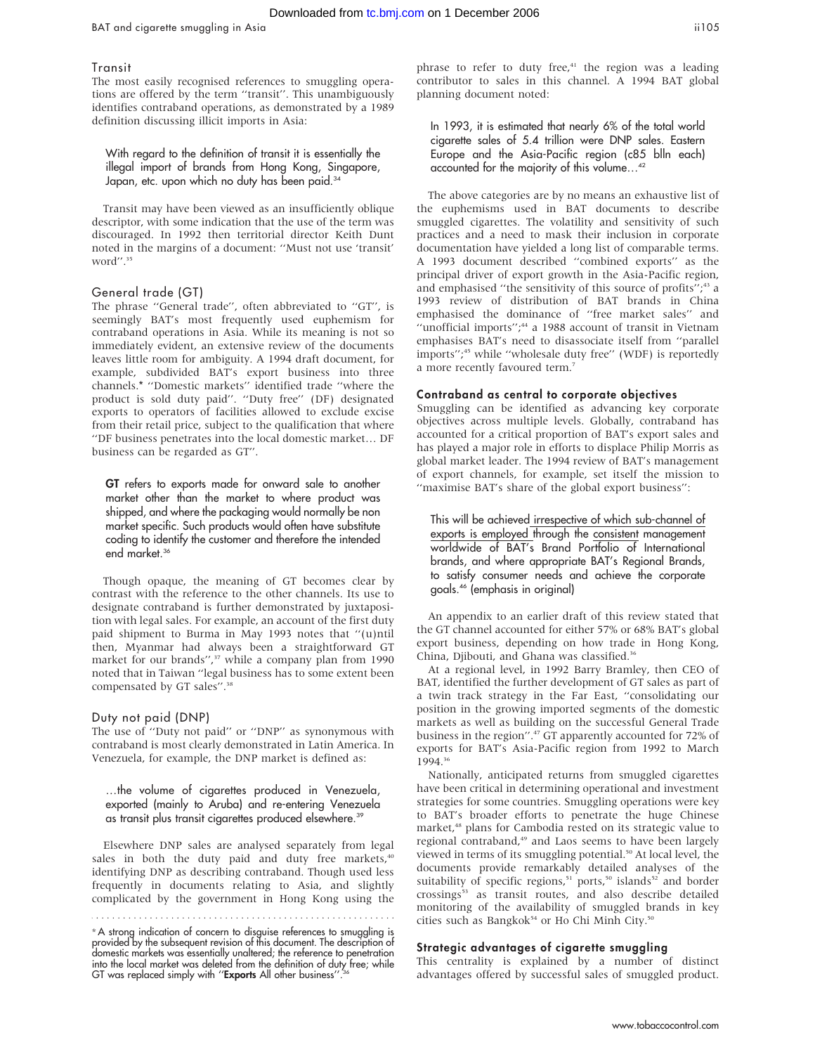### Transit

The most easily recognised references to smuggling operations are offered by the term "transit". This unambiguously identifies contraband operations, as demonstrated by a 1989 definition discussing illicit imports in Asia:

> With regard to the definition of transit it is essentially the illegal import of brands from Hong Kong, Singapore, Japan, etc. upon which no duty has been paid.[34]

Transit may have been viewed as an insufficiently oblique descriptor, with some indication that the use of the term was discouraged. In 1992 then territorial director Keith Dunt noted in the margins of a document: "Must not use 'transit' word".[35]

### General trade (GT)

The phrase "General trade", often abbreviated to "GT", is seemingly BAT's most frequently used euphemism for contraband operations in Asia. While its meaning is not so immediately evident, an extensive review of the documents leaves little room for ambiguity. A 1994 draft document, for example, subdivided BAT's export business into three channels.* "Domestic markets" identified trade "where the product is sold duty paid". "Duty free" (DF) designated exports to operators of facilities allowed to exclude excise from their retail price, subject to the qualification that where "DF business penetrates into the local domestic market... DF business can be regarded as GT".

> **GT** refers to exports made for onward sale to another market other than the market to where product was shipped, and where the packaging would normally be non market specific. Such products would often have substitute coding to identify the customer and therefore the intended end market.[36]

Though opaque, the meaning of GT becomes clear by contrast with the reference to the other channels. Its use to designate contraband is further demonstrated by juxtaposition with legal sales. For example, an account of the first duty paid shipment to Burma in May 1993 notes that "(u)ntil then, Myanmar had always been a straightforward GT market for our brands",[37] while a company plan from 1990 noted that in Taiwan "legal business has to some extent been compensated by GT sales".[38]

### Duty not paid (DNP)

The use of "Duty not paid" or "DNP" as synonymous with contraband is most clearly demonstrated in Latin America. In Venezuela, for example, the DNP market is defined as:

> ...the volume of cigarettes produced in Venezuela, exported (mainly to Aruba) and re-entering Venezuela as transit plus transit cigarettes produced elsewhere.[39]

Elsewhere DNP sales are analysed separately from legal sales in both the duty paid and duty free markets,[40] identifying DNP as describing contraband. Though used less frequently in documents relating to Asia, and slightly complicated by the government in Hong Kong using the phrase to refer to duty free,[41] the region was a leading contributor to sales in this channel. A 1994 BAT global planning document noted:

> In 1993, it is estimated that nearly 6% of the total world cigarette sales of 5.4 trillion were DNP sales. Eastern Europe and the Asia-Pacific region (c85 blln each) accounted for the majority of this volume...[42]

The above categories are by no means an exhaustive list of the euphemisms used in BAT documents to describe smuggled cigarettes. The volatility and sensitivity of such practices and a need to mask their inclusion in corporate documentation have yielded a long list of comparable terms. A 1993 document described "combined exports" as the principal driver of export growth in the Asia-Pacific region, and emphasised "the sensitivity of this source of profits";[43] a 1993 review of distribution of BAT brands in China emphasised the dominance of "free market sales" and "unofficial imports";[44] a 1988 account of transit in Vietnam emphasises BAT's need to disassociate itself from "parallel imports";[45] while "wholesale duty free" (WDF) is reportedly a more recently favoured term.[7]

### Contraband as central to corporate objectives

Smuggling can be identified as advancing key corporate objectives across multiple levels. Globally, contraband has accounted for a critical proportion of BAT's export sales and has played a major role in efforts to displace Philip Morris as global market leader. The 1994 review of BAT's management of export channels, for example, set itself the mission to "maximise BAT's share of the global export business":

> This will be achieved <u>irrespective of which sub-channel of exports is employed</u> through the <u>consistent</u> management worldwide of BAT's Brand Portfolio of International brands, and where appropriate BAT's Regional Brands, to satisfy consumer needs and achieve the corporate goals.[46] (emphasis in original)

An appendix to an earlier draft of this review stated that the GT channel accounted for either 57% or 68% BAT's global export business, depending on how trade in Hong Kong, China, Djibouti, and Ghana was classified.[36]

At a regional level, in 1992 Barry Bramley, then CEO of BAT, identified the further development of GT sales as part of a twin track strategy in the Far East, "consolidating our position in the growing imported segments of the domestic markets as well as building on the successful General Trade business in the region".[47] GT apparently accounted for 72% of exports for BAT's Asia-Pacific region from 1992 to March 1994.[36]

Nationally, anticipated returns from smuggled cigarettes have been critical in determining operational and investment strategies for some countries. Smuggling operations were key to BAT's broader efforts to penetrate the huge Chinese market,[48] plans for Cambodia rested on its strategic value to regional contraband,[49] and Laos seems to have been largely viewed in terms of its smuggling potential.[50] At local level, the documents provide remarkably detailed analyses of the suitability of specific regions,[51] ports,[50] islands[52] and border crossings[53] as transit routes, and also describe detailed monitoring of the availability of smuggled brands in key cities such as Bangkok[54] or Ho Chi Minh City.[50]

### Strategic advantages of cigarette smuggling

This centrality is explained by a number of distinct advantages offered by successful sales of smuggled product.

---

*A strong indication of concern to disguise references to smuggling is provided by the subsequent revision of this document. The description of domestic markets was essentially unaltered; the reference to penetration into the local market was deleted from the definition of duty free; while GT was replaced simply with "**Exports** All other business".[36]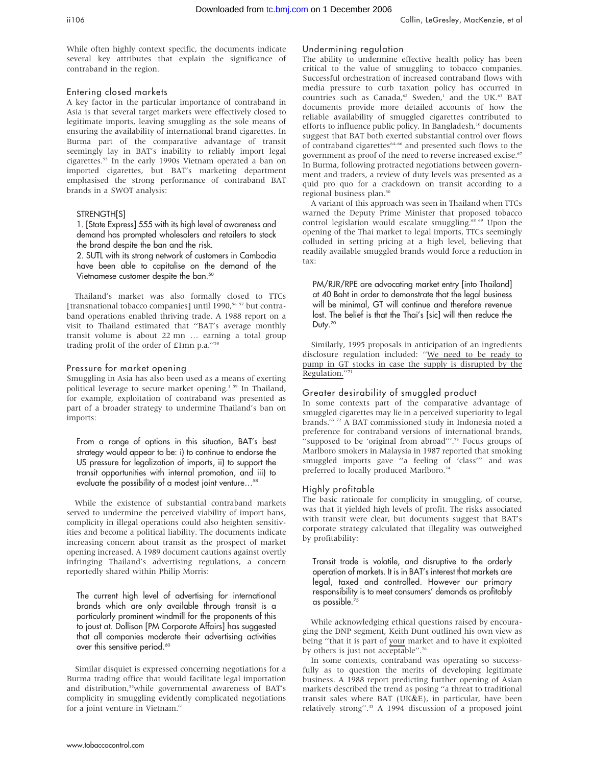While often highly context specific, the documents indicate several key attributes that explain the significance of contraband in the region.

### Entering closed markets

A key factor in the particular importance of contraband in Asia is that several target markets were effectively closed to legitimate imports, leaving smuggling as the sole means of ensuring the availability of international brand cigarettes. In Burma part of the comparative advantage of transit seemingly lay in BAT's inability to reliably import legal cigarettes.[55] In the early 1990s Vietnam operated a ban on imported cigarettes, but BAT's marketing department emphasised the strong performance of contraband BAT brands in a SWOT analysis:

> STRENGTH[S]
> 1. [State Express] 555 with its high level of awareness and demand has prompted wholesalers and retailers to stock the brand despite the ban and the risk.
> 2. SUTL with its strong network of customers in Cambodia have been able to capitalise on the demand of the Vietnamese customer despite the ban.[50]

Thailand's market was also formally closed to TTCs [transnational tobacco companies] until 1990,[56 57] but contraband operations enabled thriving trade. A 1988 report on a visit to Thailand estimated that "BAT's average monthly transit volume is about 22 mn … earning a total group trading profit of the order of £1mn p.a."[58]

### Pressure for market opening

Smuggling in Asia has also been used as a means of exerting political leverage to secure market opening.[1 59] In Thailand, for example, exploitation of contraband was presented as part of a broader strategy to undermine Thailand's ban on imports:

> From a range of options in this situation, BAT's best strategy would appear to be: i) to continue to endorse the US pressure for legalization of imports, ii) to support the transit opportunities with internal promotion, and iii) to evaluate the possibility of a modest joint venture…[58]

While the existence of substantial contraband markets served to undermine the perceived viability of import bans, complicity in illegal operations could also heighten sensitivities and become a political liability. The documents indicate increasing concern about transit as the prospect of market opening increased. A 1989 document cautions against overtly infringing Thailand's advertising regulations, a concern reportedly shared within Philip Morris:

> The current high level of advertising for international brands which are only available through transit is a particularly prominent windmill for the proponents of this to joust at. Dollison [PM Corporate Affairs] has suggested that all companies moderate their advertising activities over this sensitive period.[60]

Similar disquiet is expressed concerning negotiations for a Burma trading office that would facilitate legal importation and distribution,[55]while governmental awareness of BAT's complicity in smuggling evidently complicated negotiations for a joint venture in Vietnam.[61]

### Undermining regulation

The ability to undermine effective health policy has been critical to the value of smuggling to tobacco companies. Successful orchestration of increased contraband flows with media pressure to curb taxation policy has occurred in countries such as Canada,[62] Sweden,[1] and the UK.[63] BAT documents provide more detailed accounts of how the reliable availability of smuggled cigarettes contributed to efforts to influence public policy. In Bangladesh,[10] documents suggest that BAT both exerted substantial control over flows of contraband cigarettes[64–66] and presented such flows to the government as proof of the need to reverse increased excise.[67] In Burma, following protracted negotiations between government and traders, a review of duty levels was presented as a quid pro quo for a crackdown on transit according to a regional business plan.[50]

A variant of this approach was seen in Thailand when TTCs warned the Deputy Prime Minister that proposed tobacco control legislation would escalate smuggling.[68 69] Upon the opening of the Thai market to legal imports, TTCs seemingly colluded in setting pricing at a high level, believing that readily available smuggled brands would force a reduction in tax:

> PM/RJR/RPE are advocating market entry [into Thailand] at 40 Baht in order to demonstrate that the legal business will be minimal, GT will continue and therefore revenue lost. The belief is that the Thai's [sic] will then reduce the Duty.[70]

Similarly, 1995 proposals in anticipation of an ingredients disclosure regulation included: "We need to be ready to pump in GT stocks in case the supply is disrupted by the Regulation."[71]

### Greater desirability of smuggled product

In some contexts part of the comparative advantage of smuggled cigarettes may lie in a perceived superiority to legal brands.[63 72] A BAT commissioned study in Indonesia noted a preference for contraband versions of international brands, "supposed to be 'original from abroad'".[73] Focus groups of Marlboro smokers in Malaysia in 1987 reported that smoking smuggled imports gave "a feeling of 'class'" and was preferred to locally produced Marlboro.[74]

### Highly profitable

The basic rationale for complicity in smuggling, of course, was that it yielded high levels of profit. The risks associated with transit were clear, but documents suggest that BAT's corporate strategy calculated that illegality was outweighed by profitability:

> Transit trade is volatile, and disruptive to the orderly operation of markets. It is in BAT's interest that markets are legal, taxed and controlled. However our primary responsibility is to meet consumers' demands as profitably as possible.[75]

While acknowledging ethical questions raised by encouraging the DNP segment, Keith Dunt outlined his own view as being "that it is part of your market and to have it exploited by others is just not acceptable".[76]

In some contexts, contraband was operating so successfully as to question the merits of developing legitimate business. A 1988 report predicting further opening of Asian markets described the trend as posing "a threat to traditional transit sales where BAT (UK&E), in particular, have been relatively strong".[45] A 1994 discussion of a proposed joint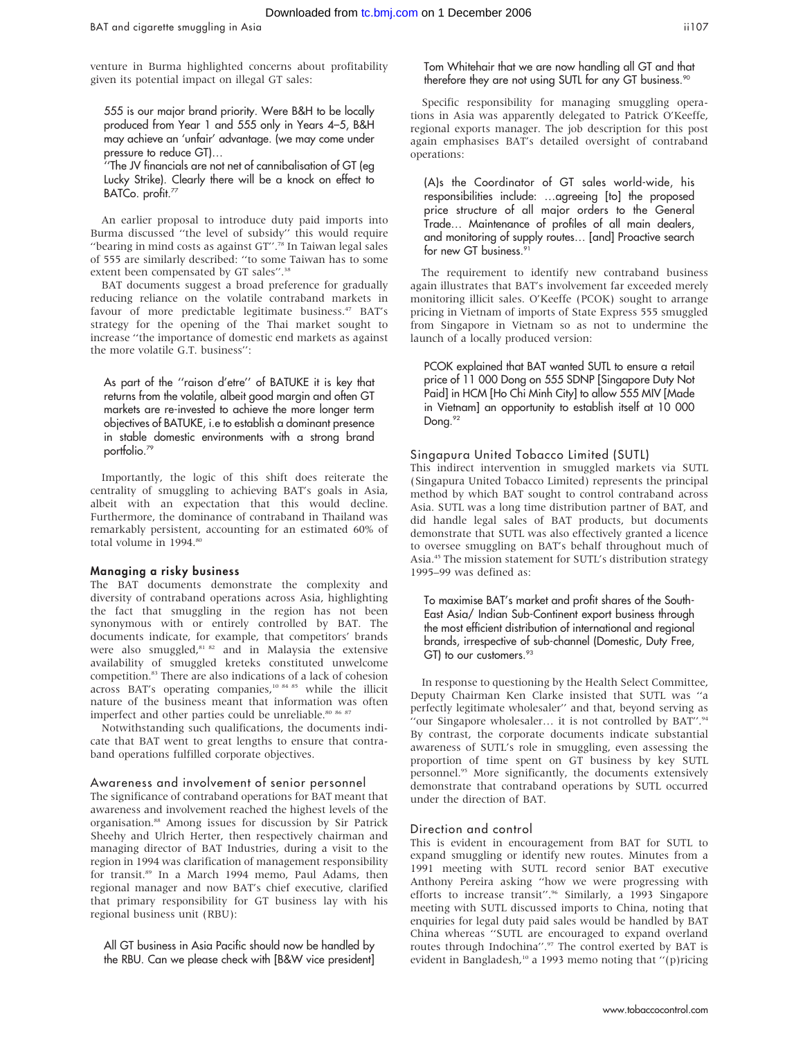venture in Burma highlighted concerns about profitability given its potential impact on illegal GT sales:

> 555 is our major brand priority. Were B&H to be locally produced from Year 1 and 555 only in Years 4–5, B&H may achieve an 'unfair' advantage. (we may come under pressure to reduce GT)…
> ''The JV financials are not net of cannibalisation of GT (eg Lucky Strike). Clearly there will be a knock on effect to BATCo. profit.[77]

An earlier proposal to introduce duty paid imports into Burma discussed ''the level of subsidy'' this would require ''bearing in mind costs as against GT''.[78] In Taiwan legal sales of 555 are similarly described: ''to some Taiwan has to some extent been compensated by GT sales''.[38]

BAT documents suggest a broad preference for gradually reducing reliance on the volatile contraband markets in favour of more predictable legitimate business.[47] BAT's strategy for the opening of the Thai market sought to increase ''the importance of domestic end markets as against the more volatile G.T. business'':

> As part of the ''raison d'etre'' of BATUKE it is key that returns from the volatile, albeit good margin and often GT markets are re-invested to achieve the more longer term objectives of BATUKE, i.e to establish a dominant presence in stable domestic environments with a strong brand portfolio.[79]

Importantly, the logic of this shift does reiterate the centrality of smuggling to achieving BAT's goals in Asia, albeit with an expectation that this would decline. Furthermore, the dominance of contraband in Thailand was remarkably persistent, accounting for an estimated 60% of total volume in 1994.[80]

### Managing a risky business

The BAT documents demonstrate the complexity and diversity of contraband operations across Asia, highlighting the fact that smuggling in the region has not been synonymous with or entirely controlled by BAT. The documents indicate, for example, that competitors' brands were also smuggled,[81 82] and in Malaysia the extensive availability of smuggled kreteks constituted unwelcome competition.[83] There are also indications of a lack of cohesion across BAT's operating companies,[10 84 85] while the illicit nature of the business meant that information was often imperfect and other parties could be unreliable.[80 86 87]

Notwithstanding such qualifications, the documents indicate that BAT went to great lengths to ensure that contraband operations fulfilled corporate objectives.

### Awareness and involvement of senior personnel

The significance of contraband operations for BAT meant that awareness and involvement reached the highest levels of the organisation.[88] Among issues for discussion by Sir Patrick Sheehy and Ulrich Herter, then respectively chairman and managing director of BAT Industries, during a visit to the region in 1994 was clarification of management responsibility for transit.[89] In a March 1994 memo, Paul Adams, then regional manager and now BAT's chief executive, clarified that primary responsibility for GT business lay with his regional business unit (RBU):

> All GT business in Asia Pacific should now be handled by the RBU. Can we please check with [B&W vice president] Tom Whitehair that we are now handling all GT and that therefore they are not using SUTL for any GT business.[90]

Specific responsibility for managing smuggling operations in Asia was apparently delegated to Patrick O'Keeffe, regional exports manager. The job description for this post again emphasises BAT's detailed oversight of contraband operations:

> (A)s the Coordinator of GT sales world-wide, his responsibilities include: …agreeing [to] the proposed price structure of all major orders to the General Trade… Maintenance of profiles of all main dealers, and monitoring of supply routes… [and] Proactive search for new GT business.[91]

The requirement to identify new contraband business again illustrates that BAT's involvement far exceeded merely monitoring illicit sales. O'Keeffe (PCOK) sought to arrange pricing in Vietnam of imports of State Express 555 smuggled from Singapore in Vietnam so as not to undermine the launch of a locally produced version:

> PCOK explained that BAT wanted SUTL to ensure a retail price of 11 000 Dong on 555 SDNP [Singapore Duty Not Paid] in HCM [Ho Chi Minh City] to allow 555 MIV [Made in Vietnam] an opportunity to establish itself at 10 000 Dong.[92]

### Singapura United Tobacco Limited (SUTL)

This indirect intervention in smuggled markets via SUTL (Singapura United Tobacco Limited) represents the principal method by which BAT sought to control contraband across Asia. SUTL was a long time distribution partner of BAT, and did handle legal sales of BAT products, but documents demonstrate that SUTL was also effectively granted a licence to oversee smuggling on BAT's behalf throughout much of Asia.[45] The mission statement for SUTL's distribution strategy 1995–99 was defined as:

> To maximise BAT's market and profit shares of the South-East Asia/ Indian Sub-Continent export business through the most efficient distribution of international and regional brands, irrespective of sub-channel (Domestic, Duty Free, GT) to our customers.[93]

In response to questioning by the Health Select Committee, Deputy Chairman Ken Clarke insisted that SUTL was ''a perfectly legitimate wholesaler'' and that, beyond serving as ''our Singapore wholesaler… it is not controlled by BAT''.[94] By contrast, the corporate documents indicate substantial awareness of SUTL's role in smuggling, even assessing the proportion of time spent on GT business by key SUTL personnel.[95] More significantly, the documents extensively demonstrate that contraband operations by SUTL occurred under the direction of BAT.

### Direction and control

This is evident in encouragement from BAT for SUTL to expand smuggling or identify new routes. Minutes from a 1991 meeting with SUTL record senior BAT executive Anthony Pereira asking ''how we were progressing with efforts to increase transit''.[96] Similarly, a 1993 Singapore meeting with SUTL discussed imports to China, noting that enquiries for legal duty paid sales would be handled by BAT China whereas ''SUTL are encouraged to expand overland routes through Indochina''.[97] The control exerted by BAT is evident in Bangladesh,[10] a 1993 memo noting that ''(p)ricing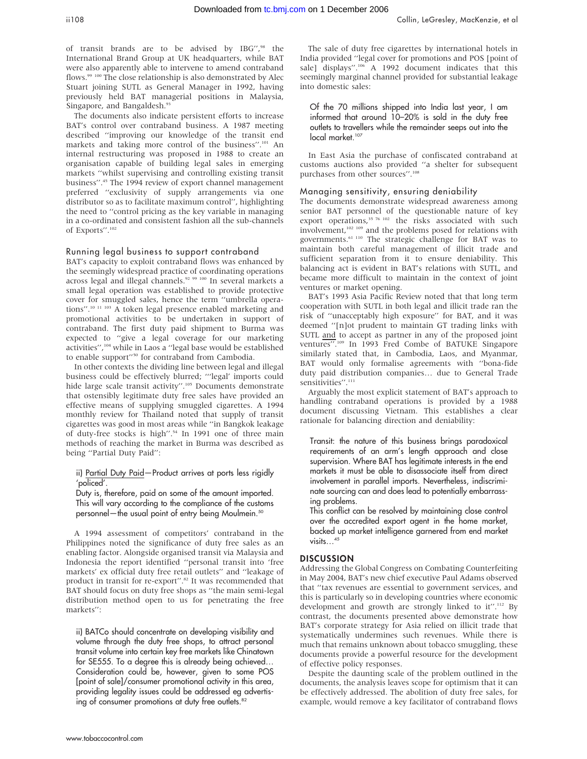of transit brands are to be advised by IBG'',[98] the International Brand Group at UK headquarters, while BAT were also apparently able to intervene to amend contraband flows.[99 100] The close relationship is also demonstrated by Alec Stuart joining SUTL as General Manager in 1992, having previously held BAT managerial positions in Malaysia, Singapore, and Bangaldesh.[93]

The documents also indicate persistent efforts to increase BAT's control over contraband business. A 1987 meeting described ''improving our knowledge of the transit end markets and taking more control of the business''.[101] An internal restructuring was proposed in 1988 to create an organisation capable of building legal sales in emerging markets ''whilst supervising and controlling existing transit business''.[45] The 1994 review of export channel management preferred ''exclusivity of supply arrangements via one distributor so as to facilitate maximum control'', highlighting the need to ''control pricing as the key variable in managing in a co-ordinated and consistent fashion all the sub-channels of Exports''.[102]

### Running legal business to support contraband

BAT's capacity to exploit contraband flows was enhanced by the seemingly widespread practice of coordinating operations across legal and illegal channels.[92 99 100] In several markets a small legal operation was established to provide protective cover for smuggled sales, hence the term ''umbrella operations''.[10 11 103] A token legal presence enabled marketing and promotional activities to be undertaken in support of contraband. The first duty paid shipment to Burma was expected to ''give a legal coverage for our marketing activities'',[104] while in Laos a ''legal base would be established to enable support''[50] for contraband from Cambodia.

In other contexts the dividing line between legal and illegal business could be effectively blurred; '''legal' imports could hide large scale transit activity''.[105] Documents demonstrate that ostensibly legitimate duty free sales have provided an effective means of supplying smuggled cigarettes. A 1994 monthly review for Thailand noted that supply of transit cigarettes was good in most areas while ''in Bangkok leakage of duty-free stocks is high''.[54] In 1991 one of three main methods of reaching the market in Burma was described as being ''Partial Duty Paid'':

> ii) Partial Duty Paid—Product arrives at ports less rigidly 'policed'.
> Duty is, therefore, paid on some of the amount imported. This will vary according to the compliance of the customs personnel—the usual point of entry being Moulmein.[50]

A 1994 assessment of competitors' contraband in the Philippines noted the significance of duty free sales as an enabling factor. Alongside organised transit via Malaysia and Indonesia the report identified ''personal transit into 'free markets' ex official duty free retail outlets'' and ''leakage of product in transit for re-export''.[82] It was recommended that BAT should focus on duty free shops as ''the main semi-legal distribution method open to us for penetrating the free markets'':

> ii) BATCo should concentrate on developing visibility and volume through the duty free shops, to attract personal transit volume into certain key free markets like Chinatown for SE555. To a degree this is already being achieved… Consideration could be, however, given to some POS [point of sale]/consumer promotional activity in this area, providing legality issues could be addressed eg advertising of consumer promotions at duty free outlets.[82]

The sale of duty free cigarettes by international hotels in India provided ''legal cover for promotions and POS [point of sale] displays''.[106] A 1992 document indicates that this seemingly marginal channel provided for substantial leakage into domestic sales:

> Of the 70 millions shipped into India last year, I am informed that around 10–20% is sold in the duty free outlets to travellers while the remainder seeps out into the local market.[107]

In East Asia the purchase of confiscated contraband at customs auctions also provided ''a shelter for subsequent purchases from other sources''.[108]

### Managing sensitivity, ensuring deniability

The documents demonstrate widespread awareness among senior BAT personnel of the questionable nature of key export operations,[35 76 102] the risks associated with such involvement,[102 109] and the problems posed for relations with governments.[61 110] The strategic challenge for BAT was to maintain both careful management of illicit trade and sufficient separation from it to ensure deniability. This balancing act is evident in BAT's relations with SUTL, and became more difficult to maintain in the context of joint ventures or market opening.

BAT's 1993 Asia Pacific Review noted that that long term cooperation with SUTL in both legal and illicit trade ran the risk of ''unacceptably high exposure'' for BAT, and it was deemed ''[n]ot prudent to maintain GT trading links with SUTL and to accept as partner in any of the proposed joint ventures''.[109] In 1993 Fred Combe of BATUKE Singapore similarly stated that, in Cambodia, Laos, and Myanmar, BAT would only formalise agreements with ''bona-fide duty paid distribution companies… due to General Trade sensitivities''.[111]

Arguably the most explicit statement of BAT's approach to handling contraband operations is provided by a 1988 document discussing Vietnam. This establishes a clear rationale for balancing direction and deniability:

> Transit: the nature of this business brings paradoxical requirements of an arm's length approach and close supervision. Where BAT has legitimate interests in the end markets it must be able to disassociate itself from direct involvement in parallel imports. Nevertheless, indiscriminate sourcing can and does lead to potentially embarrassing problems.
> This conflict can be resolved by maintaining close control over the accredited export agent in the home market, backed up market intelligence garnered from end market visits…[45]

## DISCUSSION

Addressing the Global Congress on Combating Counterfeiting in May 2004, BAT's new chief executive Paul Adams observed that ''tax revenues are essential to government services, and this is particularly so in developing countries where economic development and growth are strongly linked to it''.[112] By contrast, the documents presented above demonstrate how BAT's corporate strategy for Asia relied on illicit trade that systematically undermines such revenues. While there is much that remains unknown about tobacco smuggling, these documents provide a powerful resource for the development of effective policy responses.

Despite the daunting scale of the problem outlined in the documents, the analysis leaves scope for optimism that it can be effectively addressed. The abolition of duty free sales, for example, would remove a key facilitator of contraband flows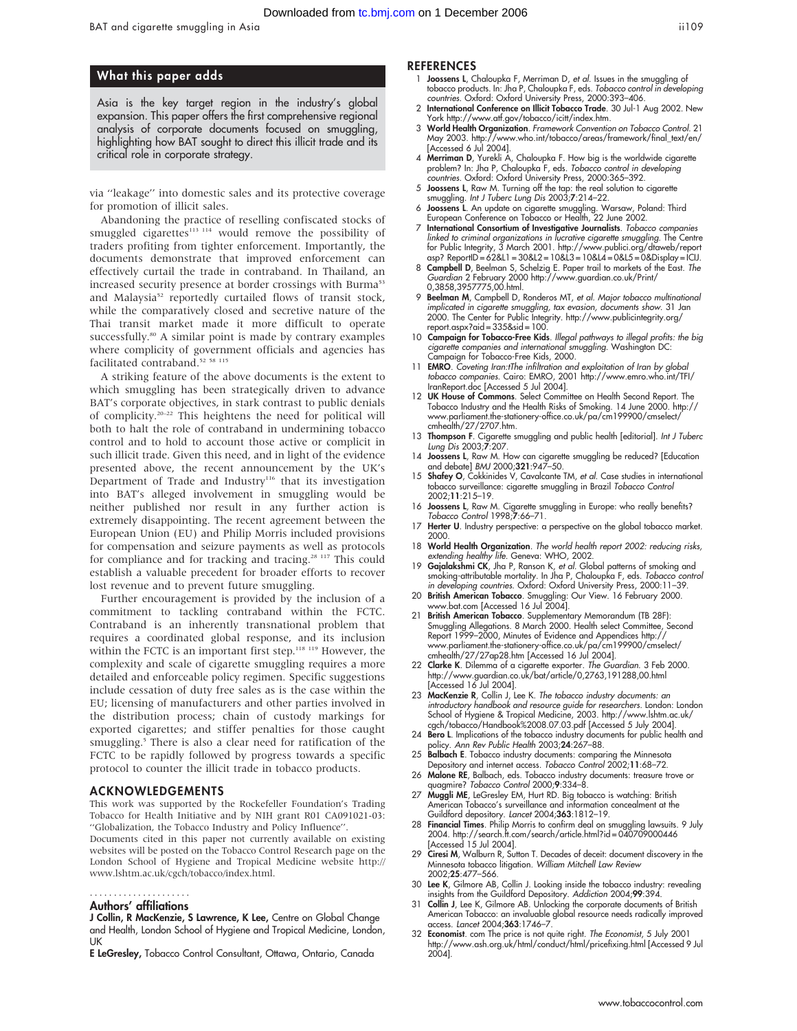## What this paper adds

Asia is the key target region in the industry's global expansion. This paper offers the first comprehensive regional analysis of corporate documents focused on smuggling, highlighting how BAT sought to direct this illicit trade and its critical role in corporate strategy.

via "leakage" into domestic sales and its protective coverage for promotion of illicit sales.

Abandoning the practice of reselling confiscated stocks of smuggled cigarettes[113 114] would remove the possibility of traders profiting from tighter enforcement. Importantly, the documents demonstrate that improved enforcement can effectively curtail the trade in contraband. In Thailand, an increased security presence at border crossings with Burma[53] and Malaysia[52] reportedly curtailed flows of transit stock, while the comparatively closed and secretive nature of the Thai transit market made it more difficult to operate successfully.[80] A similar point is made by contrary examples where complicity of government officials and agencies has facilitated contraband.[52 58 115]

A striking feature of the above documents is the extent to which smuggling has been strategically driven to advance BAT's corporate objectives, in stark contrast to public denials of complicity.[20–22] This heightens the need for political will both to halt the role of contraband in undermining tobacco control and to hold to account those active or complicit in such illicit trade. Given this need, and in light of the evidence presented above, the recent announcement by the UK's Department of Trade and Industry[116] that its investigation into BAT's alleged involvement in smuggling would be neither published nor result in any further action is extremely disappointing. The recent agreement between the European Union (EU) and Philip Morris included provisions for compensation and seizure payments as well as protocols for compliance and for tracking and tracing.[28 117] This could establish a valuable precedent for broader efforts to recover lost revenue and to prevent future smuggling.

Further encouragement is provided by the inclusion of a commitment to tackling contraband within the FCTC. Contraband is an inherently transnational problem that requires a coordinated global response, and its inclusion within the FCTC is an important first step.[118 119] However, the complexity and scale of cigarette smuggling requires a more detailed and enforceable policy regimen. Specific suggestions include cessation of duty free sales as is the case within the EU; licensing of manufacturers and other parties involved in the distribution process; chain of custody markings for exported cigarettes; and stiffer penalties for those caught smuggling.[5] There is also a clear need for ratification of the FCTC to be rapidly followed by progress towards a specific protocol to counter the illicit trade in tobacco products.

## ACKNOWLEDGEMENTS

This work was supported by the Rockefeller Foundation's Trading Tobacco for Health Initiative and by NIH grant R01 CA091021-03: "Globalization, the Tobacco Industry and Policy Influence".

Documents cited in this paper not currently available on existing websites will be posted on the Tobacco Control Research page on the London School of Hygiene and Tropical Medicine website http://www.lshtm.ac.uk/cgch/tobacco/index.html.

## Authors' affiliations

**J Collin, R MacKenzie, S Lawrence, K Lee,** Centre on Global Change and Health, London School of Hygiene and Tropical Medicine, London, UK

**E LeGresley,** Tobacco Control Consultant, Ottawa, Ontario, Canada

## REFERENCES

1. **Joossens L**, Chaloupka F, Merriman D, *et al*. Issues in the smuggling of tobacco products. In: Jha P, Chaloupka F, eds. *Tobacco control in developing countries*. Oxford: Oxford University Press, 2000:393–406.
2. **International Conference on Illicit Tobacco Trade**. 30 Jul-1 Aug 2002. New York http://www.atf.gov/tobacco/icitt/index.htm.
3. **World Health Organization**. *Framework Convention on Tobacco Control*. 21 May 2003. http://www.who.int/tobacco/areas/framework/final_text/en/ [Accessed 6 Jul 2004].
4. **Merriman D**, Yurekli A, Chaloupka F. How big is the worldwide cigarette problem? In: Jha P, Chaloupka F, eds. *Tobacco control in developing countries*. Oxford: Oxford University Press, 2000:365–392.
5. **Joossens L**, Raw M. Turning off the tap: the real solution to cigarette smuggling. *Int J Tuberc Lung Dis* 2003;**7**:214–22.
6. **Joossens L**. An update on cigarette smuggling. Warsaw, Poland: Third European Conference on Tobacco or Health, 22 June 2002.
7. **International Consortium of Investigative Journalists**. *Tobacco companies linked to criminal organizations in lucrative cigarette smuggling*. The Centre for Public Integrity, 3 March 2001. http://www.publici.org/dtaweb/report asp? ReportID = 62&L1 = 30&L2 = 10&L3 = 10&L4 = 0&L5 = 0&Display = ICIJ.
8. **Campbell D**, Beelman S, Schelzig E. Paper trail to markets of the East. *The Guardian* 2 February 2000 http://www.guardian.co.uk/Print/0,3858,3957775,00.html.
9. **Beelman M**, Campbell D, Ronderos MT, *et al*. *Major tobacco multinational implicated in cigarette smuggling, tax evasion, documents show*. 31 Jan 2000. The Center for Public Integrity. http://www.publicintegrity.org/report.aspx?aid = 335&sid = 100.
10. **Campaign for Tobacco-Free Kids**. *Illegal pathways to illegal profits: the big cigarette companies and international smuggling*. Washington DC: Campaign for Tobacco-Free Kids, 2000.
11. **EMRO**. *Coveting Iran:tThe infiltration and exploitation of Iran by global tobacco companies*. Cairo: EMRO, 2001 http://www.emro.who.int/TFI/IranReport.doc [Accessed 5 Jul 2004].
12. **UK House of Commons**. Select Committee on Health Second Report. The Tobacco Industry and the Health Risks of Smoking. 14 June 2000. http://www.parliament.the-stationery-office.co.uk/pa/cm199900/cmselect/cmhealth/27/2707.htm.
13. **Thompson F**. Cigarette smuggling and public health [editorial]. *Int J Tuberc Lung Dis* 2003;**7**:207.
14. **Joossens L**, Raw M. How can cigarette smuggling be reduced? [Education and debate] *BMJ* 2000;**321**:947–50.
15. **Shafey O**, Cokkinides V, Cavalcante TM, *et al*. Case studies in international tobacco surveillance: cigarette smuggling in Brazil *Tobacco Control* 2002;**11**:215–19.
16. **Joossens L**, Raw M. Cigarette smuggling in Europe: who really benefits? *Tobacco Control* 1998;**7**:66–71.
17. **Herter U**. Industry perspective: a perspective on the global tobacco market. 2000.
18. **World Health Organization**. *The world health report 2002: reducing risks, extending healthy life*. Geneva: WHO, 2002.
19. **Gajalakshmi CK**, Jha P, Ranson K, *et al*. Global patterns of smoking and smoking-attributable mortality. In Jha P, Chaloupka F, eds. *Tobacco control in developing countries*. Oxford: Oxford University Press, 2000:11–39.
20. **British American Tobacco**. Smuggling: Our View. 16 February 2000. www.bat.com [Accessed 16 Jul 2004].
21. **British American Tobacco**. Supplementary Memorandum (TB 28F): Smuggling Allegations. 8 March 2000. Health select Committee, Second Report 1999–2000, Minutes of Evidence and Appendices http://www.parliament.the-stationery-office.co.uk/pa/cm199900/cmselect/cmhealth/27/27ap28.htm [Accessed 16 Jul 2004].
22. **Clarke K**. Dilemma of a cigarette exporter. *The Guardian*. 3 Feb 2000. http://www.guardian.co.uk/bat/article/0,2763,191288,00.html [Accessed 16 Jul 2004].
23. **MacKenzie R**, Collin J, Lee K. *The tobacco industry documents: an introductory handbook and resource guide for researchers*. London: London School of Hygiene & Tropical Medicine, 2003. http://www.lshtm.ac.uk/cgch/tobacco/Handbook%2008.07.03.pdf [Accessed 5 July 2004].
24. **Bero L**. Implications of the tobacco industry documents for public health and policy. *Ann Rev Public Health* 2003;**24**:267–88.
25. **Balbach E**. Tobacco industry documents: comparing the Minnesota Depository and internet access. *Tobacco Control* 2002;**11**:68–72.
26. **Malone RE**, Balbach, eds. Tobacco industry documents: treasure trove or quagmire? *Tobacco Control* 2000;**9**:334–8.
27. **Muggli ME**, LeGresley EM, Hurt RD. Big tobacco is watching: British American Tobacco's surveillance and information concealment at the Guildford depository. *Lancet* 2004;**363**:1812–19.
28. **Financial Times**. Philip Morris to confirm deal on smuggling lawsuits. 9 July 2004. http://search.ft.com/search/article.html?id = 040709000446 [Accessed 15 Jul 2004].
29. **Ciresi M**, Walburn R, Sutton T. Decades of deceit: document discovery in the Minnesota tobacco litigation. *William Mitchell Law Review* 2002;**25**:477–566.
30. **Lee K**, Gilmore AB, Collin J. Looking inside the tobacco industry: revealing insights from the Guildford Depository. *Addiction* 2004;**99**:394.
31. **Collin J**, Lee K, Gilmore AB. Unlocking the corporate documents of British American Tobacco: an invaluable global resource needs radically improved access. *Lancet* 2004;**363**:1746–7.
32. **Economist**. com The price is not quite right. *The Economist*, 5 July 2001 http://www.ash.org.uk/html/conduct/html/pricefixing.html [Accessed 9 Jul 2004].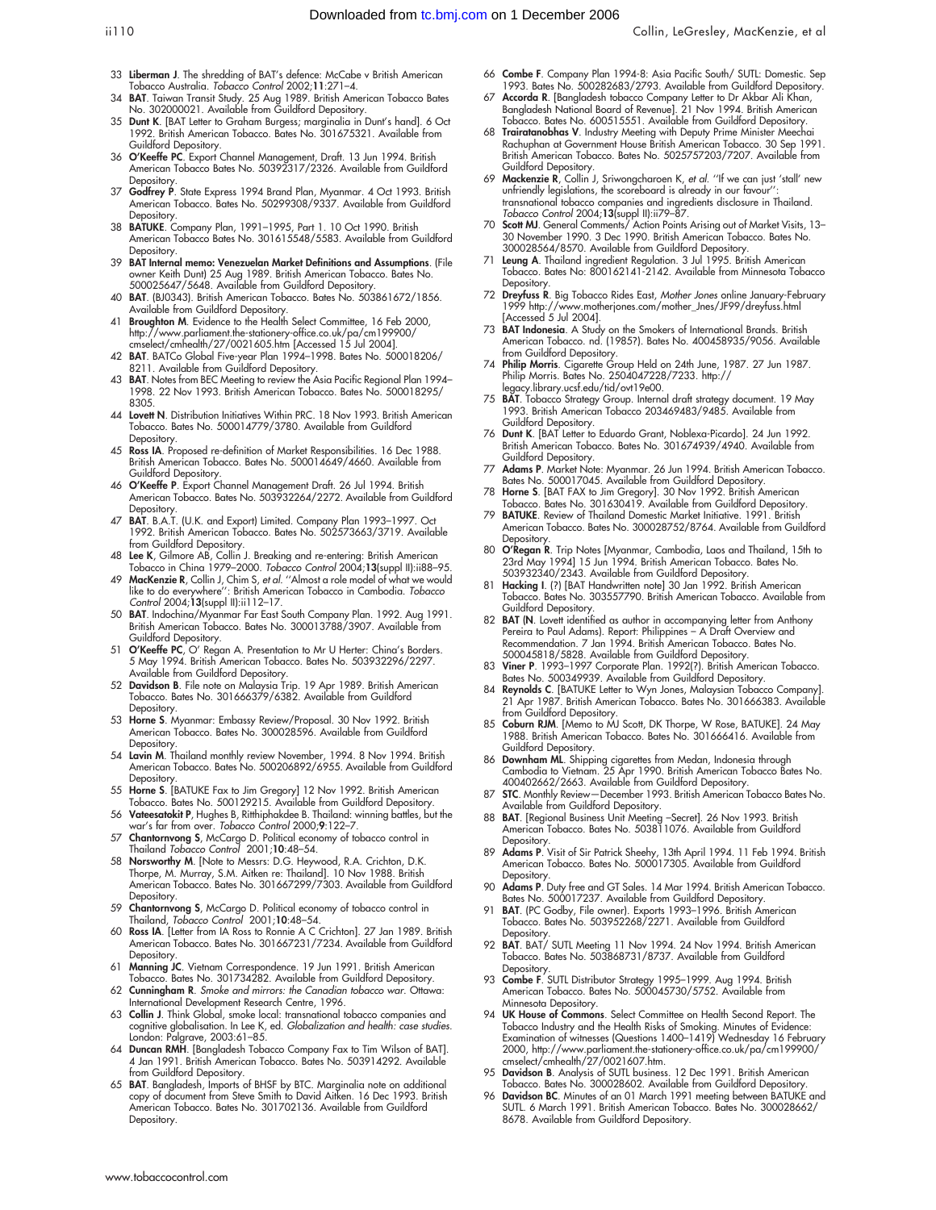33 **Liberman J**. The shredding of BAT's defence: McCabe v British American Tobacco Australia. *Tobacco Control* 2002;**11**:271–4.
34 **BAT**. Taiwan Transit Study. 25 Aug 1989. British American Tobacco Bates No. 302000021. Available from Guildford Depository.
35 **Dunt K**. [BAT Letter to Graham Burgess; marginalia in Dunt's hand]. 6 Oct 1992. British American Tobacco. Bates No. 301675321. Available from Guildford Depository.
36 **O'Keeffe PC**. Export Channel Management, Draft. 13 Jun 1994. British American Tobacco Bates No. 50392317/2326. Available from Guildford Depository.
37 **Godfrey P**. State Express 1994 Brand Plan, Myanmar. 4 Oct 1993. British American Tobacco. Bates No. 50299308/9337. Available from Guildford Depository.
38 **BATUKE**. Company Plan, 1991–1995, Part 1. 10 Oct 1990. British American Tobacco Bates No. 301615548/5583. Available from Guildford Depository.
39 **BAT Internal memo: Venezuelan Market Definitions and Assumptions**. (File owner Keith Dunt) 25 Aug 1989. British American Tobacco. Bates No. 500025647/5648. Available from Guildford Depository.
40 **BAT**. (BJ0343). British American Tobacco. Bates No. 503861672/1856. Available from Guildford Depository.
41 **Broughton M**. Evidence to the Health Select Committee, 16 Feb 2000, http://www.parliament.the-stationery-office.co.uk/pa/cm199900/cmselect/cmhealth/27/0021605.htm [Accessed 15 Jul 2004].
42 **BAT**. BATCo Global Five-year Plan 1994–1998. Bates No. 500018206/8211. Available from Guildford Depository.
43 **BAT**. Notes from BEC Meeting to review the Asia Pacific Regional Plan 1994–1998. 22 Nov 1993. British American Tobacco. Bates No. 500018295/8305.
44 **Lovett N**. Distribution Initiatives Within PRC. 18 Nov 1993. British American Tobacco. Bates No. 500014779/3780. Available from Guildford Depository.
45 **Ross IA**. Proposed re-definition of Market Responsibilities. 16 Dec 1988. British American Tobacco. Bates No. 500014649/4660. Available from Guildford Depository.
46 **O'Keeffe P**. Export Channel Management Draft. 26 Jul 1994. British American Tobacco. Bates No. 503932264/2272. Available from Guildford Depository.
47 **BAT**. B.A.T. (U.K. and Export) Limited. Company Plan 1993–1997. Oct 1992. British American Tobacco. Bates No. 502573663/3719. Available from Guildford Depository.
48 **Lee K**, Gilmore AB, Collin J. Breaking and re-entering: British American Tobacco in China 1979–2000. *Tobacco Control* 2004;**13**(suppl II):ii88–95.
49 **MacKenzie R**, Collin J, Chim S, *et al*. ''Almost a role model of what we would like to do everywhere'': British American Tobacco in Cambodia. *Tobacco Control* 2004;**13**(suppl II):ii112–17.
50 **BAT**. Indochina/Myanmar Far East South Company Plan. 1992. Aug 1991. British American Tobacco. Bates No. 300013788/3907. Available from Guildford Depository.
51 **O'Keeffe PC**, O' Regan A. Presentation to Mr U Herter: China's Borders. 5 May 1994. British American Tobacco. Bates No. 503932296/2297. Available from Guildford Depository.
52 **Davidson B**. File note on Malaysia Trip. 19 Apr 1989. British American Tobacco. Bates No. 301666379/6382. Available from Guildford Depository.
53 **Horne S**. Myanmar: Embassy Review/Proposal. 30 Nov 1992. British American Tobacco. Bates No. 300028596. Available from Guildford Depository.
54 **Lavin M**. Thailand monthly review November, 1994. 8 Nov 1994. British American Tobacco. Bates No. 500206892/6955. Available from Guildford Depository.
55 **Horne S**. [BATUKE Fax to Jim Gregory] 12 Nov 1992. British American Tobacco. Bates No. 500129215. Available from Guildford Depository.
56 **Vateesatokit P**, Hughes B, Ritthiphakdee B. Thailand: winning battles, but the war's far from over. *Tobacco Control* 2000;**9**:122–7.
57 **Chantornvong S**, McCargo D. Political economy of tobacco control in Thailand *Tobacco Control* 2001;**10**:48–54.
58 **Norsworthy M**. [Note to Messrs: D.G. Heywood, R.A. Crichton, D.K. Thorpe, M. Murray, S.M. Aitken re: Thailand]. 10 Nov 1988. British American Tobacco. Bates No. 301667299/7303. Available from Guildford Depository.
59 **Chantornvong S**, McCargo D. Political economy of tobacco control in Thailand, *Tobacco Control* 2001;**10**:48–54.
60 **Ross IA**. [Letter from IA Ross to Ronnie A C Crichton]. 27 Jan 1989. British American Tobacco. Bates No. 301667231/7234. Available from Guildford Depository.
61 **Manning JC**. Vietnam Correspondence. 19 Jun 1991. British American Tobacco. Bates No. 301734282. Available from Guildford Depository.
62 **Cunningham R**. *Smoke and mirrors: the Canadian tobacco war*. Ottawa: International Development Research Centre, 1996.
63 **Collin J**. Think Global, smoke local: transnational tobacco companies and cognitive globalisation. In Lee K, ed. *Globalization and health: case studies*. London: Palgrave, 2003:61–85.
64 **Duncan RMH**. [Bangladesh Tobacco Company Fax to Tim Wilson of BAT]. 4 Jan 1991. British American Tobacco. Bates No. 503914292. Available from Guildford Depository.
65 **BAT**. Bangladesh, Imports of BHSF by BTC. Marginalia note on additional copy of document from Steve Smith to David Aitken. 16 Dec 1993. British American Tobacco. Bates No. 301702136. Available from Guildford Depository.
66 **Combe F**. Company Plan 1994-8: Asia Pacific South/ SUTL: Domestic. Sep 1993. Bates No. 500282683/2793. Available from Guildford Depository.
67 **Accorda R**. [Bangladesh tobacco Company Letter to Dr Akbar Ali Khan, Bangladesh National Board of Revenue]. 21 Nov 1994. British American Tobacco. Bates No. 600515551. Available from Guildford Depository.
68 **Trairatanobhas V**. Industry Meeting with Deputy Prime Minister Meechai Rachuphan at Government House British American Tobacco. 30 Sep 1991. British American Tobacco. Bates No. 5025757203/7207. Available from Guildford Depository.
69 **Mackenzie R**, Collin J, Sriwongcharoen K, *et al*. ''If we can just 'stall' new unfriendly legislations, the scoreboard is already in our favour'': transnational tobacco companies and ingredients disclosure in Thailand. *Tobacco Control* 2004;**13**(suppl II):ii79–87.
70 **Scott MJ**. General Comments/ Action Points Arising out of Market Visits, 13–30 November 1990. 3 Dec 1990. British American Tobacco. Bates No. 300028564/8570. Available from Guildford Depository.
71 **Leung A**. Thailand ingredient Regulation. 3 Jul 1995. British American Tobacco. Bates No: 800162141-2142. Available from Minnesota Tobacco Depository.
72 **Dreyfuss R**. Big Tobacco Rides East, *Mother Jones* online January-February 1999 http://www.motherjones.com/mother_Jnes/JF99/dreyfuss.html [Accessed 5 Jul 2004].
73 **BAT Indonesia**. A Study on the Smokers of International Brands. British American Tobacco. nd. (1985?). Bates No. 400458935/9056. Available from Guildford Depository.
74 **Philip Morris**. Cigarette Group Held on 24th June, 1987. 27 Jun 1987. Philip Morris. Bates No. 2504047228/7233. http://legacy.library.ucsf.edu/tid/ovt19e00.
75 **BAT**. Tobacco Strategy Group. Internal draft strategy document. 19 May 1993. British American Tobacco 203469483/9485. Available from Guildford Depository.
76 **Dunt K**. [BAT Letter to Eduardo Grant, Noblexa-Picardo]. 24 Jun 1992. British American Tobacco. Bates No. 301674939/4940. Available from Guildford Depository.
77 **Adams P**. Market Note: Myanmar. 26 Jun 1994. British American Tobacco. Bates No. 500017045. Available from Guildford Depository.
78 **Horne S**. [BAT FAX to Jim Gregory]. 30 Nov 1992. British American Tobacco. Bates No. 301630419. Available from Guildford Depository.
79 **BATUKE**. Review of Thailand Domestic Market Initiative. 1991. British American Tobacco. Bates No. 300028752/8764. Available from Guildford Depository.
80 **O'Regan R**. Trip Notes [Myanmar, Cambodia, Laos and Thailand, 15th to 23rd May 1994] 15 Jun 1994. British American Tobacco. Bates No. 503932340/2343. Available from Guildford Depository.
81 **Hacking I**. (?) [BAT Handwritten note] 30 Jan 1992. British American Tobacco. Bates No. 303557790. British American Tobacco. Available from Guildford Depository.
82 **BAT (N**. Usher identified as author in accompanying letter from Anthony Pereira to Paul Adams). Report: Philippines – A Draft Overview and Recommendation. 7 Jan 1994. British American Tobacco. Bates No. 500045818/5828. Available from Guildford Depository.
83 **Viner P**. 1993–1997 Corporate Plan. 1992(?). British American Tobacco. Bates No. 500349939. Available from Guildford Depository.
84 **Reynolds C**. [BATUKE Letter to Wyn Jones, Malaysian Tobacco Company]. 21 Apr 1987. British American Tobacco. Bates No. 301666383. Available from Guildford Depository.
85 **Coburn RJM**. [Memo to MJ Scott, DK Thorpe, W Rose, BATUKE]. 24 May 1988. British American Tobacco. Bates No. 301666416. Available from Guildford Depository.
86 **Downham ML**. Shipping cigarettes from Medan, Indonesia through Cambodia to Vietnam. 25 Apr 1990. British American Tobacco Bates No. 400402662/2663. Available from Guildford Depository.
87 **STC**. Monthly Review—December 1993. British American Tobacco Bates No. Available from Guildford Depository.
88 **BAT**. [Regional Business Unit Meeting –Secret]. 26 Nov 1993. British American Tobacco. Bates No. 503811076. Available from Guildford Depository.
89 **Adams P**. Visit of Sir Patrick Sheehy, 13th April 1994. 11 Feb 1994. British American Tobacco. Bates No. 500017305. Available from Guildford Depository.
90 **Adams P**. Duty free and GT Sales. 14 Mar 1994. British American Tobacco. Bates No. 500017237. Available from Guildford Depository.
91 **BAT**. (PC Godby, File owner). Exports 1993–1996. British American Tobacco. Bates No. 503952268/2271. Available from Guildford Depository.
92 **BAT**. BAT/ SUTL Meeting 11 Nov 1994. 24 Nov 1994. British American Tobacco. Bates No. 503868731/8737. Available from Guildford Depository.
93 **Combe F**. SUTL Distributor Strategy 1995–1999. Aug 1994. British American Tobacco. Bates No. 500045730/5752. Available from Minnesota Depository.
94 **UK House of Commons**. Select Committee on Health Second Report. The Tobacco Industry and the Health Risks of Smoking. Minutes of Evidence: Examination of witnesses (Questions 1400–1419) Wednesday 16 February 2000, http://www.parliament.the-stationery-office.co.uk/pa/cm199900/cmselect/cmhealth/27/0021607.htm.
95 **Davidson B**. Analysis of SUTL business. 12 Dec 1991. British American Tobacco. Bates No. 300028602. Available from Guildford Depository.
96 **Davidson BC**. Minutes of an 01 March 1991 meeting between BATUKE and SUTL. 6 March 1991. British American Tobacco. Bates No. 300028662/8678. Available from Guildford Depository.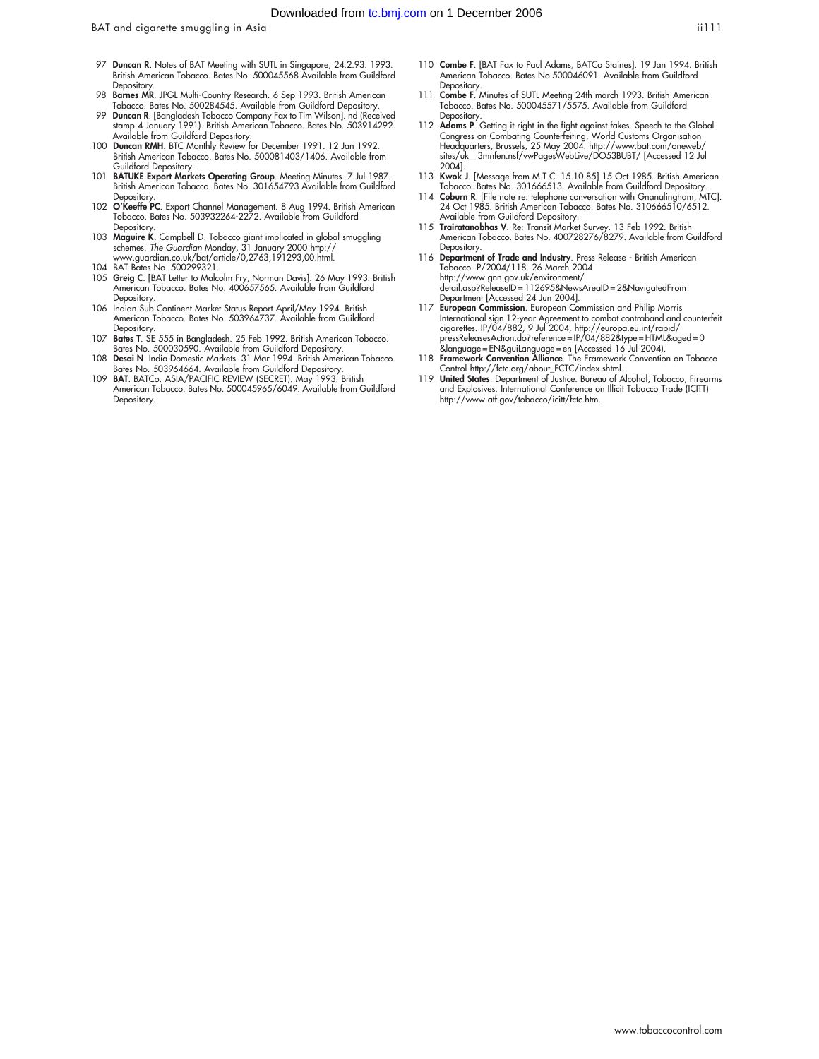97 **Duncan R**. Notes of BAT Meeting with SUTL in Singapore, 24.2.93. 1993. British American Tobacco. Bates No. 500045568 Available from Guildford Depository.

98 **Barnes MR**. JPGL Multi-Country Research. 6 Sep 1993. British American Tobacco. Bates No. 500284545. Available from Guildford Depository.

99 **Duncan R**. [Bangladesh Tobacco Company Fax to Tim Wilson]. nd (Received stamp 4 January 1991). British American Tobacco. Bates No. 503914292. Available from Guildford Depository.

100 **Duncan RMH**. BTC Monthly Review for December 1991. 12 Jan 1992. British American Tobacco. Bates No. 500081403/1406. Available from Guildford Depository.

101 **BATUKE Export Markets Operating Group**. Meeting Minutes. 7 Jul 1987. British American Tobacco. Bates No. 301654793 Available from Guildford Depository.

102 **O'Keeffe PC**. Export Channel Management. 8 Aug 1994. British American Tobacco. Bates No. 503932264-2272. Available from Guildford Depository.

103 **Maguire K**, Campbell D. Tobacco giant implicated in global smuggling schemes. *The Guardian* Monday, 31 January 2000 http://www.guardian.co.uk/bat/article/0,2763,191293,00.html.

104 BAT Bates No. 500299321.

105 **Greig C**. [BAT Letter to Malcolm Fry, Norman Davis]. 26 May 1993. British American Tobacco. Bates No. 400657565. Available from Guildford Depository.

106 Indian Sub Continent Market Status Report April/May 1994. British American Tobacco. Bates No. 503964737. Available from Guildford Depository.

107 **Bates T**. SE 555 in Bangladesh. 25 Feb 1992. British American Tobacco. Bates No. 500030590. Available from Guildford Depository.

108 **Desai N**. India Domestic Markets. 31 Mar 1994. British American Tobacco. Bates No. 503964664. Available from Guildford Depository.

109 **BAT**. BATCo. ASIA/PACIFIC REVIEW (SECRET). May 1993. British American Tobacco. Bates No. 500045965/6049. Available from Guildford Depository.

110 **Combe F**. [BAT Fax to Paul Adams, BATCo Staines]. 19 Jan 1994. British American Tobacco. Bates No.500046091. Available from Guildford Depository.

111 **Combe F**. Minutes of SUTL Meeting 24th march 1993. British American Tobacco. Bates No. 500045571/5575. Available from Guildford Depository.

112 **Adams P**. Getting it right in the fight against fakes. Speech to the Global Congress on Combating Counterfeiting, World Customs Organisation Headquarters, Brussels, 25 May 2004. http://www.bat.com/oneweb/sites/uk__3mnfen.nsf/vwPagesWebLive/DO53BUBT/ [Accessed 12 Jul 2004].

113 **Kwok J**. [Message from M.T.C. 15.10.85] 15 Oct 1985. British American Tobacco. Bates No. 301666513. Available from Guildford Depository.

114 **Coburn R**. [File note re: telephone conversation with Gnanalingham, MTC]. 24 Oct 1985. British American Tobacco. Bates No. 310666510/6512. Available from Guildford Depository.

115 **Trairatanobhas V**. Re: Transit Market Survey. 13 Feb 1992. British American Tobacco. Bates No. 400728276/8279. Available from Guildford Depository.

116 **Department of Trade and Industry**. Press Release - British American Tobacco. P/2004/118. 26 March 2004 http://www.gnn.gov.uk/environment/detail.asp?ReleaseID=112695&NewsAreaID=2&NavigatedFrom Department [Accessed 24 Jun 2004].

117 **European Commission**. European Commission and Philip Morris International sign 12-year Agreement to combat contraband and counterfeit cigarettes. IP/04/882, 9 Jul 2004, http://europa.eu.int/rapid/pressReleasesAction.do?reference=IP/04/882&type=HTML&aged=0&language=EN&guiLanguage=en [Accessed 16 Jul 2004].

118 **Framework Convention Alliance**. The Framework Convention on Tobacco Control http://fctc.org/about_FCTC/index.shtml.

119 **United States**. Department of Justice. Bureau of Alcohol, Tobacco, Firearms and Explosives. International Conference on Illicit Tobacco Trade (ICITT) http://www.atf.gov/tobacco/icitt/fctc.htm.